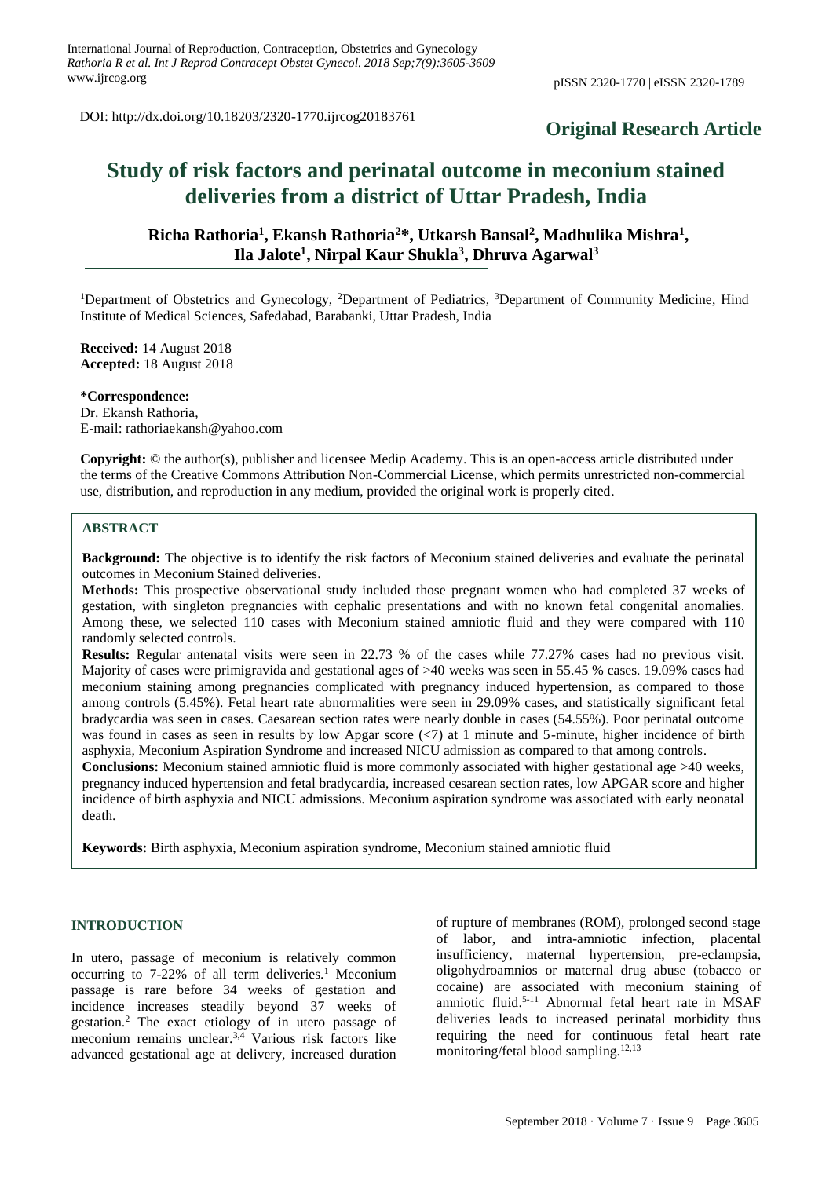DOI: http://dx.doi.org/10.18203/2320-1770.ijrcog20183761

**Original Research Article**

# Study of risk factors and perinatal outcome in meconium stained deliveries from a district of Uttar Pradesh, India

**Richa Rathoria[1], Ekansh Rathoria[2]*, Utkarsh Bansal[2], Madhulika Mishra[1], Ila Jalote[1], Nirpal Kaur Shukla[3], Dhruva Agarwal[3]**

[1]Department of Obstetrics and Gynecology, [2]Department of Pediatrics, [3]Department of Community Medicine, Hind Institute of Medical Sciences, Safedabad, Barabanki, Uttar Pradesh, India

**Received:** 14 August 2018
**Accepted:** 18 August 2018

**\*Correspondence:**
Dr. Ekansh Rathoria,
E-mail: rathoriaekansh@yahoo.com

**Copyright:** © the author(s), publisher and licensee Medip Academy. This is an open-access article distributed under the terms of the Creative Commons Attribution Non-Commercial License, which permits unrestricted non-commercial use, distribution, and reproduction in any medium, provided the original work is properly cited.

## ABSTRACT

**Background:** The objective is to identify the risk factors of Meconium stained deliveries and evaluate the perinatal outcomes in Meconium Stained deliveries.

**Methods:** This prospective observational study included those pregnant women who had completed 37 weeks of gestation, with singleton pregnancies with cephalic presentations and with no known fetal congenital anomalies. Among these, we selected 110 cases with Meconium stained amniotic fluid and they were compared with 110 randomly selected controls.

**Results:** Regular antenatal visits were seen in 22.73 % of the cases while 77.27% cases had no previous visit. Majority of cases were primigravida and gestational ages of >40 weeks was seen in 55.45 % cases. 19.09% cases had meconium staining among pregnancies complicated with pregnancy induced hypertension, as compared to those among controls (5.45%). Fetal heart rate abnormalities were seen in 29.09% cases, and statistically significant fetal bradycardia was seen in cases. Caesarean section rates were nearly double in cases (54.55%). Poor perinatal outcome was found in cases as seen in results by low Apgar score (<7) at 1 minute and 5-minute, higher incidence of birth asphyxia, Meconium Aspiration Syndrome and increased NICU admission as compared to that among controls.

**Conclusions:** Meconium stained amniotic fluid is more commonly associated with higher gestational age >40 weeks, pregnancy induced hypertension and fetal bradycardia, increased cesarean section rates, low APGAR score and higher incidence of birth asphyxia and NICU admissions. Meconium aspiration syndrome was associated with early neonatal death.

**Keywords:** Birth asphyxia, Meconium aspiration syndrome, Meconium stained amniotic fluid

## INTRODUCTION

In utero, passage of meconium is relatively common occurring to 7-22% of all term deliveries.[1] Meconium passage is rare before 34 weeks of gestation and incidence increases steadily beyond 37 weeks of gestation.[2] The exact etiology of in utero passage of meconium remains unclear.[3,4] Various risk factors like advanced gestational age at delivery, increased duration of rupture of membranes (ROM), prolonged second stage of labor, and intra-amniotic infection, placental insufficiency, maternal hypertension, pre-eclampsia, oligohydroamnios or maternal drug abuse (tobacco or cocaine) are associated with meconium staining of amniotic fluid.[5-11] Abnormal fetal heart rate in MSAF deliveries leads to increased perinatal morbidity thus requiring the need for continuous fetal heart rate monitoring/fetal blood sampling.[12,13]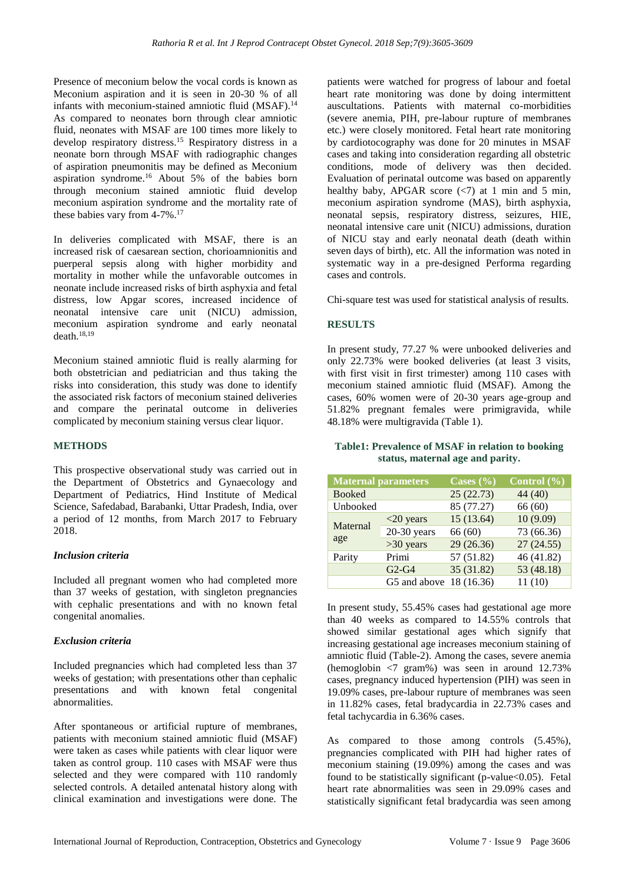Presence of meconium below the vocal cords is known as Meconium aspiration and it is seen in 20-30 % of all infants with meconium-stained amniotic fluid (MSAF).[14] As compared to neonates born through clear amniotic fluid, neonates with MSAF are 100 times more likely to develop respiratory distress.[15] Respiratory distress in a neonate born through MSAF with radiographic changes of aspiration pneumonitis may be defined as Meconium aspiration syndrome.[16] About 5% of the babies born through meconium stained amniotic fluid develop meconium aspiration syndrome and the mortality rate of these babies vary from 4-7%.[17]

In deliveries complicated with MSAF, there is an increased risk of caesarean section, chorioamnionitis and puerperal sepsis along with higher morbidity and mortality in mother while the unfavorable outcomes in neonate include increased risks of birth asphyxia and fetal distress, low Apgar scores, increased incidence of neonatal intensive care unit (NICU) admission, meconium aspiration syndrome and early neonatal death.[18,19]

Meconium stained amniotic fluid is really alarming for both obstetrician and pediatrician and thus taking the risks into consideration, this study was done to identify the associated risk factors of meconium stained deliveries and compare the perinatal outcome in deliveries complicated by meconium staining versus clear liquor.

## METHODS

This prospective observational study was carried out in the Department of Obstetrics and Gynaecology and Department of Pediatrics, Hind Institute of Medical Science, Safedabad, Barabanki, Uttar Pradesh, India, over a period of 12 months, from March 2017 to February 2018.

### *Inclusion criteria*

Included all pregnant women who had completed more than 37 weeks of gestation, with singleton pregnancies with cephalic presentations and with no known fetal congenital anomalies.

### *Exclusion criteria*

Included pregnancies which had completed less than 37 weeks of gestation; with presentations other than cephalic presentations and with known fetal congenital abnormalities.

After spontaneous or artificial rupture of membranes, patients with meconium stained amniotic fluid (MSAF) were taken as cases while patients with clear liquor were taken as control group. 110 cases with MSAF were thus selected and they were compared with 110 randomly selected controls. A detailed antenatal history along with clinical examination and investigations were done. The patients were watched for progress of labour and foetal heart rate monitoring was done by doing intermittent auscultations. Patients with maternal co-morbidities (severe anemia, PIH, pre-labour rupture of membranes etc.) were closely monitored. Fetal heart rate monitoring by cardiotocography was done for 20 minutes in MSAF cases and taking into consideration regarding all obstetric conditions, mode of delivery was then decided. Evaluation of perinatal outcome was based on apparently healthy baby, APGAR score (<7) at 1 min and 5 min, meconium aspiration syndrome (MAS), birth asphyxia, neonatal sepsis, respiratory distress, seizures, HIE, neonatal intensive care unit (NICU) admissions, duration of NICU stay and early neonatal death (death within seven days of birth), etc. All the information was noted in systematic way in a pre-designed Performa regarding cases and controls.

Chi-square test was used for statistical analysis of results.

## RESULTS

In present study, 77.27 % were unbooked deliveries and only 22.73% were booked deliveries (at least 3 visits, with first visit in first trimester) among 110 cases with meconium stained amniotic fluid (MSAF). Among the cases, 60% women were of 20-30 years age-group and 51.82% pregnant females were primigravida, while 48.18% were multigravida (Table 1).

**Table1: Prevalence of MSAF in relation to booking status, maternal age and parity.**

| Maternal parameters | | Cases (%) | Control (%) |
|---|---|---|---|
| Booked | | 25 (22.73) | 44 (40) |
| Unbooked | | 85 (77.27) | 66 (60) |
| Maternal age | <20 years | 15 (13.64) | 10 (9.09) |
| | 20-30 years | 66 (60) | 73 (66.36) |
| | >30 years | 29 (26.36) | 27 (24.55) |
| Parity | Primi | 57 (51.82) | 46 (41.82) |
| | G2-G4 | 35 (31.82) | 53 (48.18) |
| | G5 and above | 18 (16.36) | 11 (10) |

In present study, 55.45% cases had gestational age more than 40 weeks as compared to 14.55% controls that showed similar gestational ages which signify that increasing gestational age increases meconium staining of amniotic fluid (Table-2). Among the cases, severe anemia (hemoglobin <7 gram%) was seen in around 12.73% cases, pregnancy induced hypertension (PIH) was seen in 19.09% cases, pre-labour rupture of membranes was seen in 11.82% cases, fetal bradycardia in 22.73% cases and fetal tachycardia in 6.36% cases.

As compared to those among controls (5.45%), pregnancies complicated with PIH had higher rates of meconium staining (19.09%) among the cases and was found to be statistically significant (p-value<0.05). Fetal heart rate abnormalities was seen in 29.09% cases and statistically significant fetal bradycardia was seen among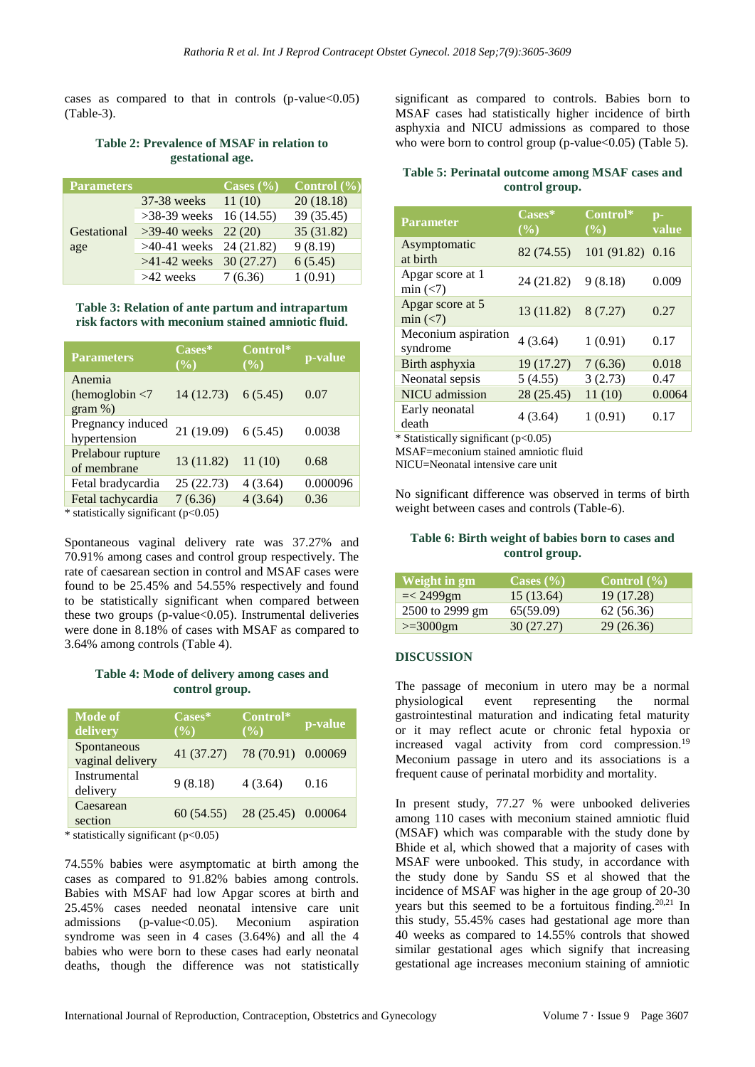cases as compared to that in controls (p-value<0.05) (Table-3).

**Table 2: Prevalence of MSAF in relation to gestational age.**

| Parameters | | Cases (%) | Control (%) |
|---|---|---|---|
| Gestational age | 37-38 weeks | 11 (10) | 20 (18.18) |
| | >38-39 weeks | 16 (14.55) | 39 (35.45) |
| | >39-40 weeks | 22 (20) | 35 (31.82) |
| | >40-41 weeks | 24 (21.82) | 9 (8.19) |
| | >41-42 weeks | 30 (27.27) | 6 (5.45) |
| | >42 weeks | 7 (6.36) | 1 (0.91) |

**Table 3: Relation of ante partum and intrapartum risk factors with meconium stained amniotic fluid.**

| Parameters | Cases* (%) | Control* (%) | p-value |
|---|---|---|---|
| Anemia (hemoglobin <7 gram %) | 14 (12.73) | 6 (5.45) | 0.07 |
| Pregnancy induced hypertension | 21 (19.09) | 6 (5.45) | 0.0038 |
| Prelabour rupture of membrane | 13 (11.82) | 11 (10) | 0.68 |
| Fetal bradycardia | 25 (22.73) | 4 (3.64) | 0.000096 |
| Fetal tachycardia | 7 (6.36) | 4 (3.64) | 0.36 |

* statistically significant (p<0.05)

Spontaneous vaginal delivery rate was 37.27% and 70.91% among cases and control group respectively. The rate of caesarean section in control and MSAF cases were found to be 25.45% and 54.55% respectively and found to be statistically significant when compared between these two groups (p-value<0.05). Instrumental deliveries were done in 8.18% of cases with MSAF as compared to 3.64% among controls (Table 4).

**Table 4: Mode of delivery among cases and control group.**

| Mode of delivery | Cases* (%) | Control* (%) | p-value |
|---|---|---|---|
| Spontaneous vaginal delivery | 41 (37.27) | 78 (70.91) | 0.00069 |
| Instrumental delivery | 9 (8.18) | 4 (3.64) | 0.16 |
| Caesarean section | 60 (54.55) | 28 (25.45) | 0.00064 |

* statistically significant (p<0.05)

74.55% babies were asymptomatic at birth among the cases as compared to 91.82% babies among controls. Babies with MSAF had low Apgar scores at birth and 25.45% cases needed neonatal intensive care unit admissions (p-value<0.05). Meconium aspiration syndrome was seen in 4 cases (3.64%) and all the 4 babies who were born to these cases had early neonatal deaths, though the difference was not statistically significant as compared to controls. Babies born to MSAF cases had statistically higher incidence of birth asphyxia and NICU admissions as compared to those who were born to control group (p-value<0.05) (Table 5).

**Table 5: Perinatal outcome among MSAF cases and control group.**

| Parameter | Cases* (%) | Control* (%) | p-value |
|---|---|---|---|
| Asymptomatic at birth | 82 (74.55) | 101 (91.82) | 0.16 |
| Apgar score at 1 min (<7) | 24 (21.82) | 9 (8.18) | 0.009 |
| Apgar score at 5 min (<7) | 13 (11.82) | 8 (7.27) | 0.27 |
| Meconium aspiration syndrome | 4 (3.64) | 1 (0.91) | 0.17 |
| Birth asphyxia | 19 (17.27) | 7 (6.36) | 0.018 |
| Neonatal sepsis | 5 (4.55) | 3 (2.73) | 0.47 |
| NICU admission | 28 (25.45) | 11 (10) | 0.0064 |
| Early neonatal death | 4 (3.64) | 1 (0.91) | 0.17 |

* Statistically significant (p<0.05)

MSAF=meconium stained amniotic fluid

NICU=Neonatal intensive care unit

No significant difference was observed in terms of birth weight between cases and controls (Table-6).

**Table 6: Birth weight of babies born to cases and control group.**

| Weight in gm | Cases (%) | Control (%) |
|---|---|---|
| =< 2499gm | 15 (13.64) | 19 (17.28) |
| 2500 to 2999 gm | 65(59.09) | 62 (56.36) |
| >=3000gm | 30 (27.27) | 29 (26.36) |

## DISCUSSION

The passage of meconium in utero may be a normal physiological event representing the normal gastrointestinal maturation and indicating fetal maturity or it may reflect acute or chronic fetal hypoxia or increased vagal activity from cord compression.[19] Meconium passage in utero and its associations is a frequent cause of perinatal morbidity and mortality.

In present study, 77.27 % were unbooked deliveries among 110 cases with meconium stained amniotic fluid (MSAF) which was comparable with the study done by Bhide et al, which showed that a majority of cases with MSAF were unbooked. This study, in accordance with the study done by Sandu SS et al showed that the incidence of MSAF was higher in the age group of 20-30 years but this seemed to be a fortuitous finding.[20,21] In this study, 55.45% cases had gestational age more than 40 weeks as compared to 14.55% controls that showed similar gestational ages which signify that increasing gestational age increases meconium staining of amniotic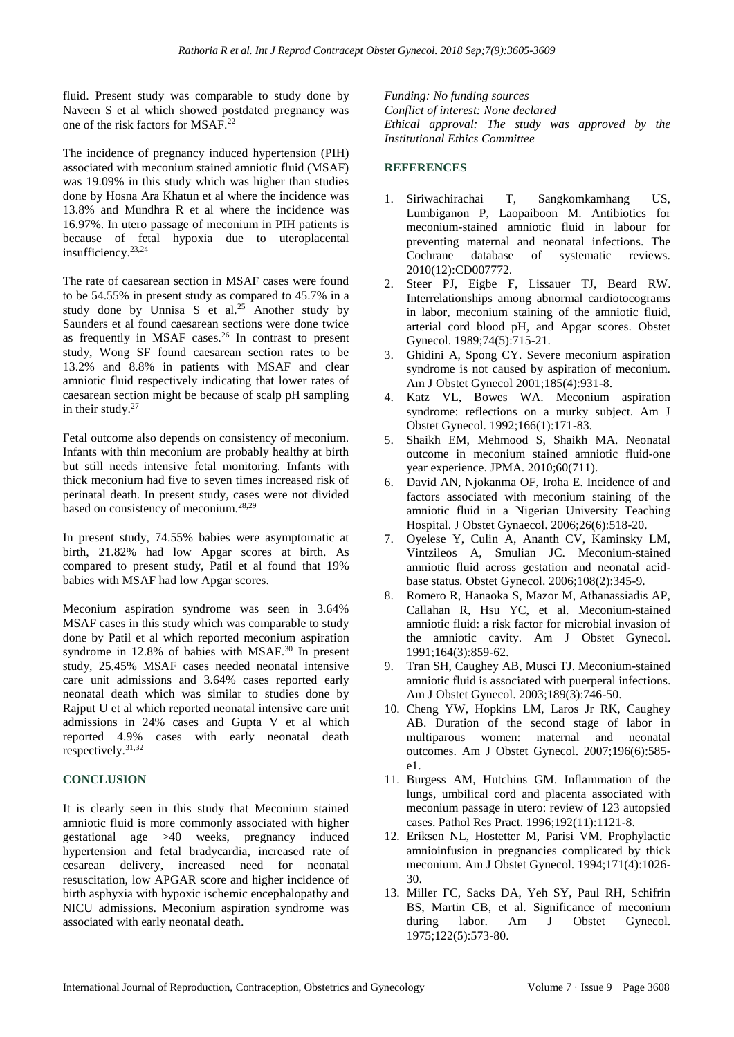fluid. Present study was comparable to study done by Naveen S et al which showed postdated pregnancy was one of the risk factors for MSAF.[22]

The incidence of pregnancy induced hypertension (PIH) associated with meconium stained amniotic fluid (MSAF) was 19.09% in this study which was higher than studies done by Hosna Ara Khatun et al where the incidence was 13.8% and Mundhra R et al where the incidence was 16.97%. In utero passage of meconium in PIH patients is because of fetal hypoxia due to uteroplacental insufficiency.[23,24]

The rate of caesarean section in MSAF cases were found to be 54.55% in present study as compared to 45.7% in a study done by Unnisa S et al.[25] Another study by Saunders et al found caesarean sections were done twice as frequently in MSAF cases.[26] In contrast to present study, Wong SF found caesarean section rates to be 13.2% and 8.8% in patients with MSAF and clear amniotic fluid respectively indicating that lower rates of caesarean section might be because of scalp pH sampling in their study.[27]

Fetal outcome also depends on consistency of meconium. Infants with thin meconium are probably healthy at birth but still needs intensive fetal monitoring. Infants with thick meconium had five to seven times increased risk of perinatal death. In present study, cases were not divided based on consistency of meconium.[28,29]

In present study, 74.55% babies were asymptomatic at birth, 21.82% had low Apgar scores at birth. As compared to present study, Patil et al found that 19% babies with MSAF had low Apgar scores.

Meconium aspiration syndrome was seen in 3.64% MSAF cases in this study which was comparable to study done by Patil et al which reported meconium aspiration syndrome in 12.8% of babies with MSAF.[30] In present study, 25.45% MSAF cases needed neonatal intensive care unit admissions and 3.64% cases reported early neonatal death which was similar to studies done by Rajput U et al which reported neonatal intensive care unit admissions in 24% cases and Gupta V et al which reported 4.9% cases with early neonatal death respectively.[31,32]

## CONCLUSION

It is clearly seen in this study that Meconium stained amniotic fluid is more commonly associated with higher gestational age >40 weeks, pregnancy induced hypertension and fetal bradycardia, increased rate of cesarean delivery, increased need for neonatal resuscitation, low APGAR score and higher incidence of birth asphyxia with hypoxic ischemic encephalopathy and NICU admissions. Meconium aspiration syndrome was associated with early neonatal death.

*Funding: No funding sources*
*Conflict of interest: None declared*
*Ethical approval: The study was approved by the Institutional Ethics Committee*

## REFERENCES

1. Siriwachirachai T, Sangkomkamhang US, Lumbiganon P, Laopaiboon M. Antibiotics for meconium-stained amniotic fluid in labour for preventing maternal and neonatal infections. The Cochrane database of systematic reviews. 2010(12):CD007772.
2. Steer PJ, Eigbe F, Lissauer TJ, Beard RW. Interrelationships among abnormal cardiotocograms in labor, meconium staining of the amniotic fluid, arterial cord blood pH, and Apgar scores. Obstet Gynecol. 1989;74(5):715-21.
3. Ghidini A, Spong CY. Severe meconium aspiration syndrome is not caused by aspiration of meconium. Am J Obstet Gynecol 2001;185(4):931-8.
4. Katz VL, Bowes WA. Meconium aspiration syndrome: reflections on a murky subject. Am J Obstet Gynecol. 1992;166(1):171-83.
5. Shaikh EM, Mehmood S, Shaikh MA. Neonatal outcome in meconium stained amniotic fluid-one year experience. JPMA. 2010;60(711).
6. David AN, Njokanma OF, Iroha E. Incidence of and factors associated with meconium staining of the amniotic fluid in a Nigerian University Teaching Hospital. J Obstet Gynaecol. 2006;26(6):518-20.
7. Oyelese Y, Culin A, Ananth CV, Kaminsky LM, Vintzileos A, Smulian JC. Meconium-stained amniotic fluid across gestation and neonatal acid-base status. Obstet Gynecol. 2006;108(2):345-9.
8. Romero R, Hanaoka S, Mazor M, Athanassiadis AP, Callahan R, Hsu YC, et al. Meconium-stained amniotic fluid: a risk factor for microbial invasion of the amniotic cavity. Am J Obstet Gynecol. 1991;164(3):859-62.
9. Tran SH, Caughey AB, Musci TJ. Meconium-stained amniotic fluid is associated with puerperal infections. Am J Obstet Gynecol. 2003;189(3):746-50.
10. Cheng YW, Hopkins LM, Laros Jr RK, Caughey AB. Duration of the second stage of labor in multiparous women: maternal and neonatal outcomes. Am J Obstet Gynecol. 2007;196(6):585-e1.
11. Burgess AM, Hutchins GM. Inflammation of the lungs, umbilical cord and placenta associated with meconium passage in utero: review of 123 autopsied cases. Pathol Res Pract. 1996;192(11):1121-8.
12. Eriksen NL, Hostetter M, Parisi VM. Prophylactic amnioinfusion in pregnancies complicated by thick meconium. Am J Obstet Gynecol. 1994;171(4):1026-30.
13. Miller FC, Sacks DA, Yeh SY, Paul RH, Schifrin BS, Martin CB, et al. Significance of meconium during labor. Am J Obstet Gynecol. 1975;122(5):573-80.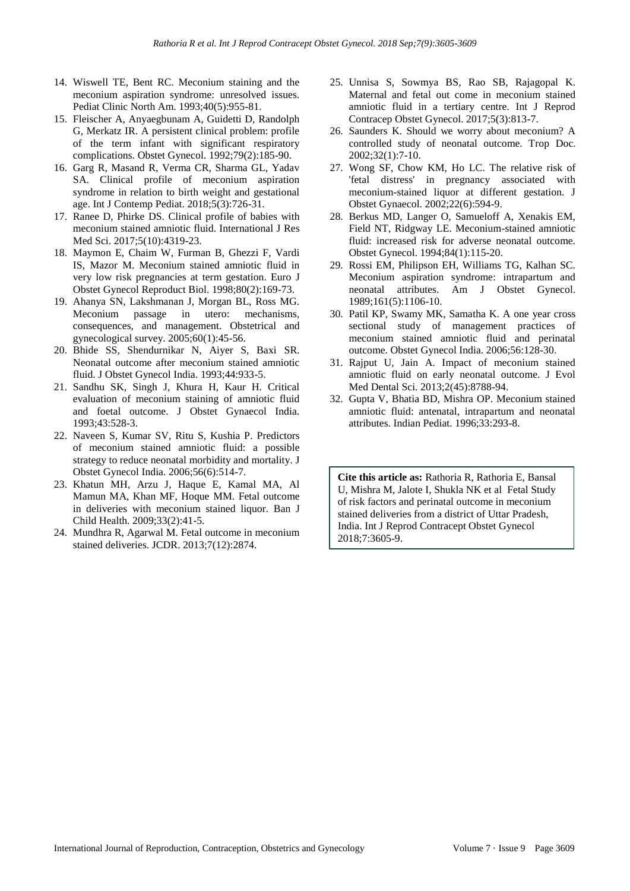14. Wiswell TE, Bent RC. Meconium staining and the meconium aspiration syndrome: unresolved issues. Pediat Clinic North Am. 1993;40(5):955-81.
15. Fleischer A, Anyaegbunam A, Guidetti D, Randolph G, Merkatz IR. A persistent clinical problem: profile of the term infant with significant respiratory complications. Obstet Gynecol. 1992;79(2):185-90.
16. Garg R, Masand R, Verma CR, Sharma GL, Yadav SA. Clinical profile of meconium aspiration syndrome in relation to birth weight and gestational age. Int J Contemp Pediat. 2018;5(3):726-31.
17. Ranee D, Phirke DS. Clinical profile of babies with meconium stained amniotic fluid. International J Res Med Sci. 2017;5(10):4319-23.
18. Maymon E, Chaim W, Furman B, Ghezzi F, Vardi IS, Mazor M. Meconium stained amniotic fluid in very low risk pregnancies at term gestation. Euro J Obstet Gynecol Reproduct Biol. 1998;80(2):169-73.
19. Ahanya SN, Lakshmanan J, Morgan BL, Ross MG. Meconium passage in utero: mechanisms, consequences, and management. Obstetrical and gynecological survey. 2005;60(1):45-56.
20. Bhide SS, Shendurnikar N, Aiyer S, Baxi SR. Neonatal outcome after meconium stained amniotic fluid. J Obstet Gynecol India. 1993;44:933-5.
21. Sandhu SK, Singh J, Khura H, Kaur H. Critical evaluation of meconium staining of amniotic fluid and foetal outcome. J Obstet Gynaecol India. 1993;43:528-3.
22. Naveen S, Kumar SV, Ritu S, Kushia P. Predictors of meconium stained amniotic fluid: a possible strategy to reduce neonatal morbidity and mortality. J Obstet Gynecol India. 2006;56(6):514-7.
23. Khatun MH, Arzu J, Haque E, Kamal MA, Al Mamun MA, Khan MF, Hoque MM. Fetal outcome in deliveries with meconium stained liquor. Ban J Child Health. 2009;33(2):41-5.
24. Mundhra R, Agarwal M. Fetal outcome in meconium stained deliveries. JCDR. 2013;7(12):2874.
25. Unnisa S, Sowmya BS, Rao SB, Rajagopal K. Maternal and fetal out come in meconium stained amniotic fluid in a tertiary centre. Int J Reprod Contracep Obstet Gynecol. 2017;5(3):813-7.
26. Saunders K. Should we worry about meconium? A controlled study of neonatal outcome. Trop Doc. 2002;32(1):7-10.
27. Wong SF, Chow KM, Ho LC. The relative risk of 'fetal distress' in pregnancy associated with meconium-stained liquor at different gestation. J Obstet Gynaecol. 2002;22(6):594-9.
28. Berkus MD, Langer O, Samueloff A, Xenakis EM, Field NT, Ridgway LE. Meconium-stained amniotic fluid: increased risk for adverse neonatal outcome. Obstet Gynecol. 1994;84(1):115-20.
29. Rossi EM, Philipson EH, Williams TG, Kalhan SC. Meconium aspiration syndrome: intrapartum and neonatal attributes. Am J Obstet Gynecol. 1989;161(5):1106-10.
30. Patil KP, Swamy MK, Samatha K. A one year cross sectional study of management practices of meconium stained amniotic fluid and perinatal outcome. Obstet Gynecol India. 2006;56:128-30.
31. Rajput U, Jain A. Impact of meconium stained amniotic fluid on early neonatal outcome. J Evol Med Dental Sci. 2013;2(45):8788-94.
32. Gupta V, Bhatia BD, Mishra OP. Meconium stained amniotic fluid: antenatal, intrapartum and neonatal attributes. Indian Pediat. 1996;33:293-8.

**Cite this article as:** Rathoria R, Rathoria E, Bansal U, Mishra M, Jalote I, Shukla NK et al Fetal Study of risk factors and perinatal outcome in meconium stained deliveries from a district of Uttar Pradesh, India. Int J Reprod Contracept Obstet Gynecol 2018;7:3605-9.